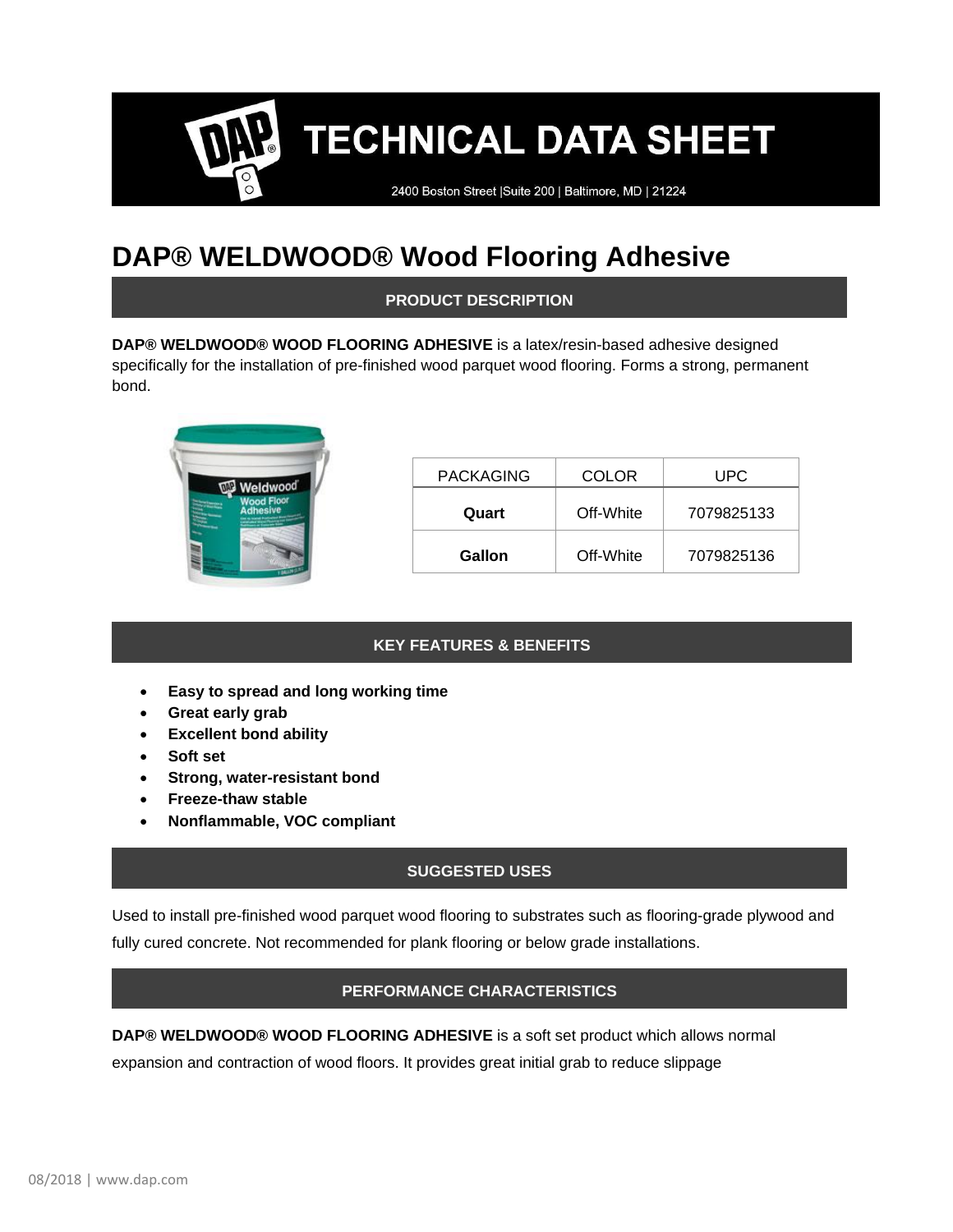# TECHNICAL DATA SHEET

2400 Boston Street |Suite 200 | Baltimore, MD | 21224

# DAP® WELDWOOD® Wood Flooring Adhesive

## PRODUCT DESCRIPTION

**DAP® WELDWOOD® WOOD FLOORING ADHESIVE** is a latex/resin-based adhesive designed specifically for the installation of pre-finished wood parquet wood flooring. Forms a strong, permanent bond.

| PACKAGING | COLOR | UPC |
|---|---|---|
| **Quart** | Off-White | 7079825133 |
| **Gallon** | Off-White | 7079825136 |

## KEY FEATURES & BENEFITS

- **Easy to spread and long working time**
- **Great early grab**
- **Excellent bond ability**
- **Soft set**
- **Strong, water-resistant bond**
- **Freeze-thaw stable**
- **Nonflammable, VOC compliant**

## SUGGESTED USES

Used to install pre-finished wood parquet wood flooring to substrates such as flooring-grade plywood and fully cured concrete. Not recommended for plank flooring or below grade installations.

## PERFORMANCE CHARACTERISTICS

**DAP® WELDWOOD® WOOD FLOORING ADHESIVE** is a soft set product which allows normal expansion and contraction of wood floors. It provides great initial grab to reduce slippage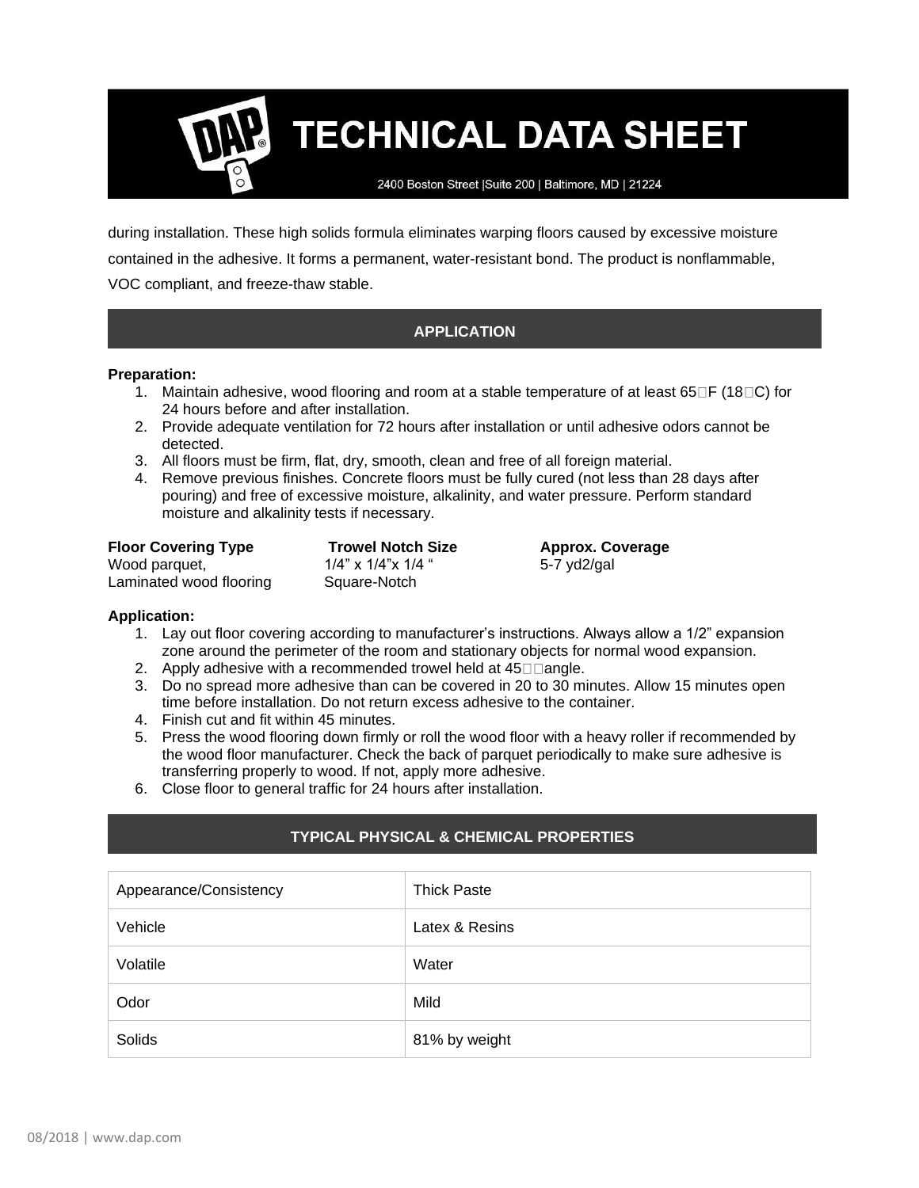during installation. These high solids formula eliminates warping floors caused by excessive moisture contained in the adhesive. It forms a permanent, water-resistant bond. The product is nonflammable, VOC compliant, and freeze-thaw stable.

## APPLICATION

**Preparation:**

1. Maintain adhesive, wood flooring and room at a stable temperature of at least 65□F (18□C) for 24 hours before and after installation.
2. Provide adequate ventilation for 72 hours after installation or until adhesive odors cannot be detected.
3. All floors must be firm, flat, dry, smooth, clean and free of all foreign material.
4. Remove previous finishes. Concrete floors must be fully cured (not less than 28 days after pouring) and free of excessive moisture, alkalinity, and water pressure. Perform standard moisture and alkalinity tests if necessary.

| Floor Covering Type | Trowel Notch Size | Approx. Coverage |
|---|---|---|
| Wood parquet, Laminated wood flooring | 1/4" x 1/4"x 1/4 " Square-Notch | 5-7 yd2/gal |

**Application:**

1. Lay out floor covering according to manufacturer's instructions. Always allow a 1/2" expansion zone around the perimeter of the room and stationary objects for normal wood expansion.
2. Apply adhesive with a recommended trowel held at 45□□angle.
3. Do no spread more adhesive than can be covered in 20 to 30 minutes. Allow 15 minutes open time before installation. Do not return excess adhesive to the container.
4. Finish cut and fit within 45 minutes.
5. Press the wood flooring down firmly or roll the wood floor with a heavy roller if recommended by the wood floor manufacturer. Check the back of parquet periodically to make sure adhesive is transferring properly to wood. If not, apply more adhesive.
6. Close floor to general traffic for 24 hours after installation.

## TYPICAL PHYSICAL & CHEMICAL PROPERTIES

| | |
|---|---|
| Appearance/Consistency | Thick Paste |
| Vehicle | Latex & Resins |
| Volatile | Water |
| Odor | Mild |
| Solids | 81% by weight |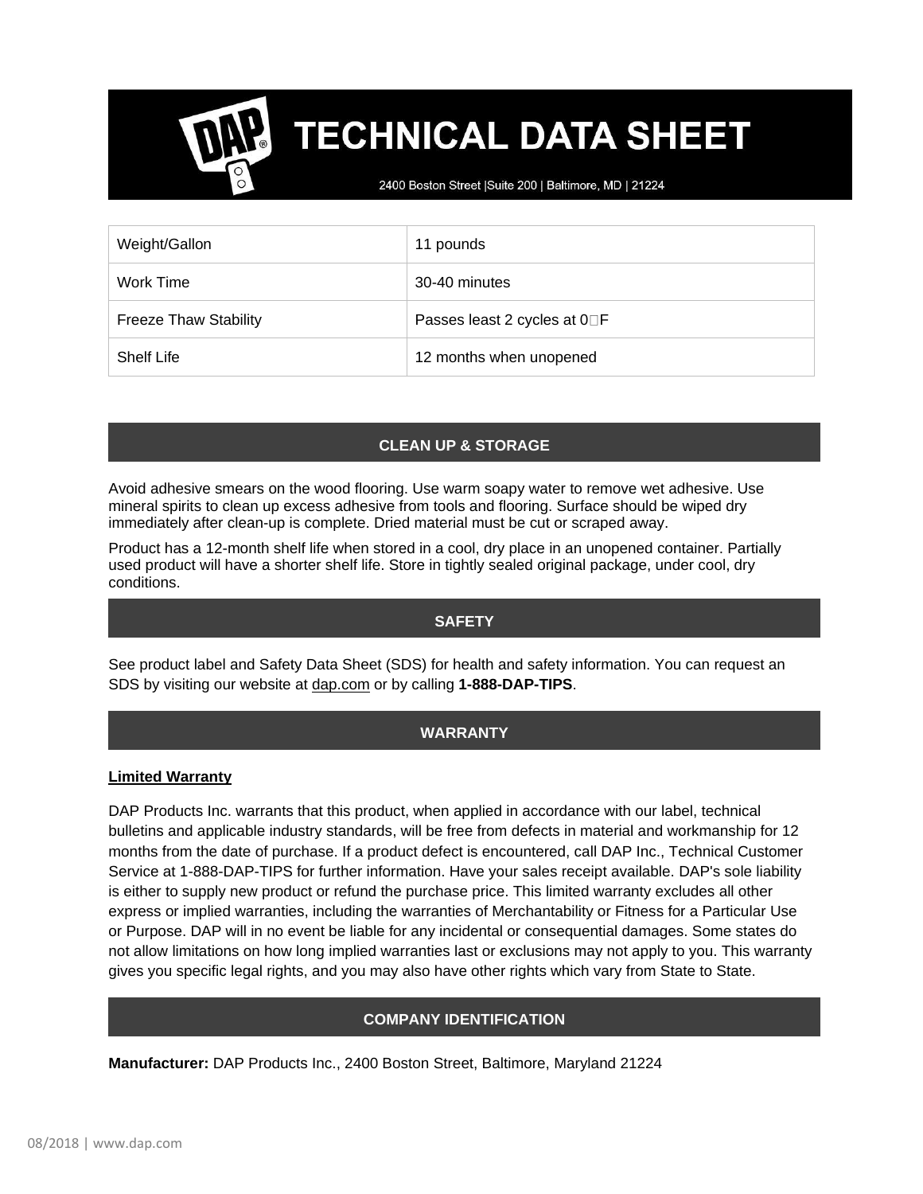# TECHNICAL DATA SHEET

2400 Boston Street |Suite 200 | Baltimore, MD | 21224

| Weight/Gallon | 11 pounds |
|---|---|
| Work Time | 30-40 minutes |
| Freeze Thaw Stability | Passes least 2 cycles at 0°F |
| Shelf Life | 12 months when unopened |

## CLEAN UP & STORAGE

Avoid adhesive smears on the wood flooring. Use warm soapy water to remove wet adhesive. Use mineral spirits to clean up excess adhesive from tools and flooring. Surface should be wiped dry immediately after clean-up is complete. Dried material must be cut or scraped away.

Product has a 12-month shelf life when stored in a cool, dry place in an unopened container. Partially used product will have a shorter shelf life. Store in tightly sealed original package, under cool, dry conditions.

## SAFETY

See product label and Safety Data Sheet (SDS) for health and safety information. You can request an SDS by visiting our website at dap.com or by calling **1-888-DAP-TIPS**.

## WARRANTY

**Limited Warranty**

DAP Products Inc. warrants that this product, when applied in accordance with our label, technical bulletins and applicable industry standards, will be free from defects in material and workmanship for 12 months from the date of purchase. If a product defect is encountered, call DAP Inc., Technical Customer Service at 1-888-DAP-TIPS for further information. Have your sales receipt available. DAP's sole liability is either to supply new product or refund the purchase price. This limited warranty excludes all other express or implied warranties, including the warranties of Merchantability or Fitness for a Particular Use or Purpose. DAP will in no event be liable for any incidental or consequential damages. Some states do not allow limitations on how long implied warranties last or exclusions may not apply to you. This warranty gives you specific legal rights, and you may also have other rights which vary from State to State.

## COMPANY IDENTIFICATION

**Manufacturer:** DAP Products Inc., 2400 Boston Street, Baltimore, Maryland 21224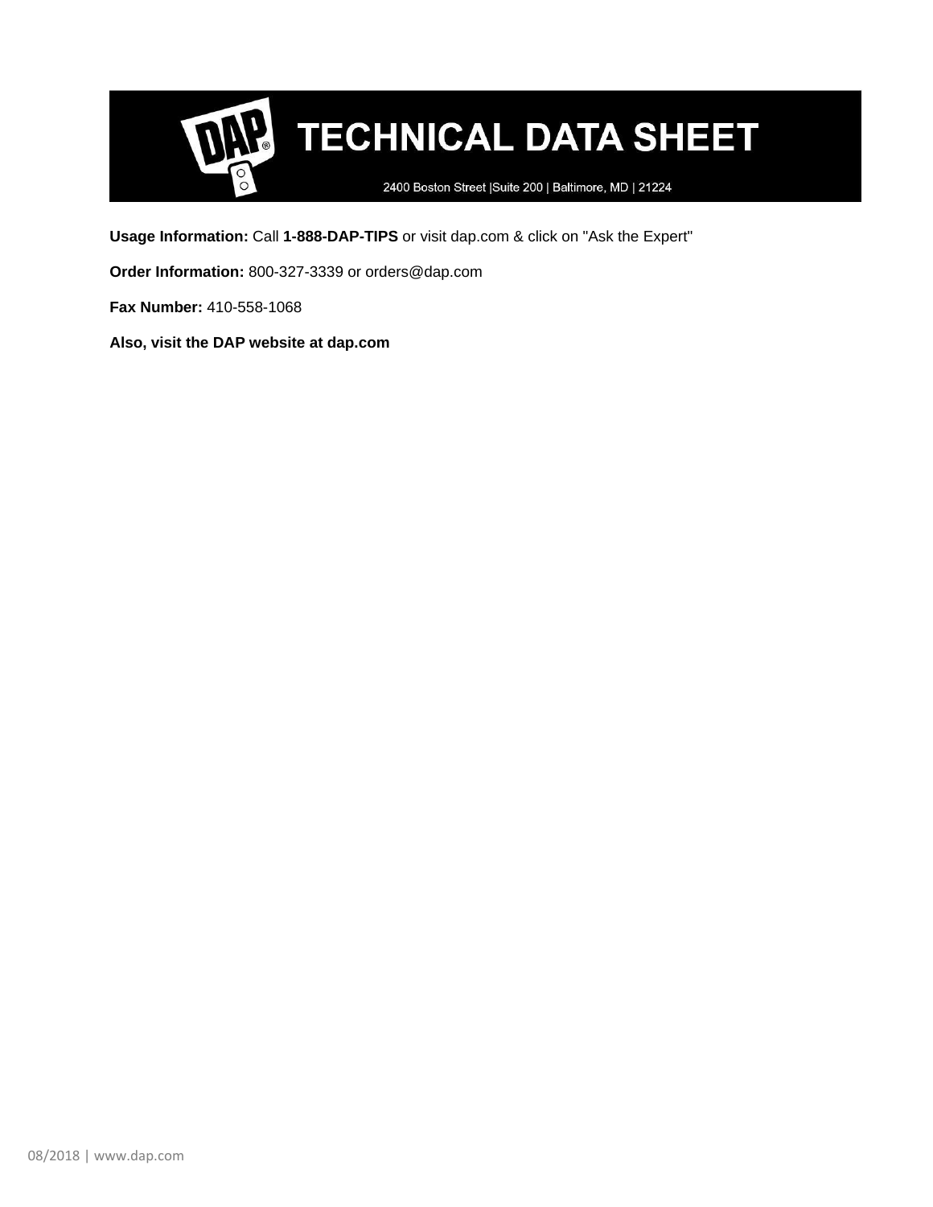# TECHNICAL DATA SHEET

2400 Boston Street |Suite 200 | Baltimore, MD | 21224

**Usage Information:** Call **1-888-DAP-TIPS** or visit dap.com & click on "Ask the Expert"

**Order Information:** 800-327-3339 or orders@dap.com

**Fax Number:** 410-558-1068

**Also, visit the DAP website at dap.com**